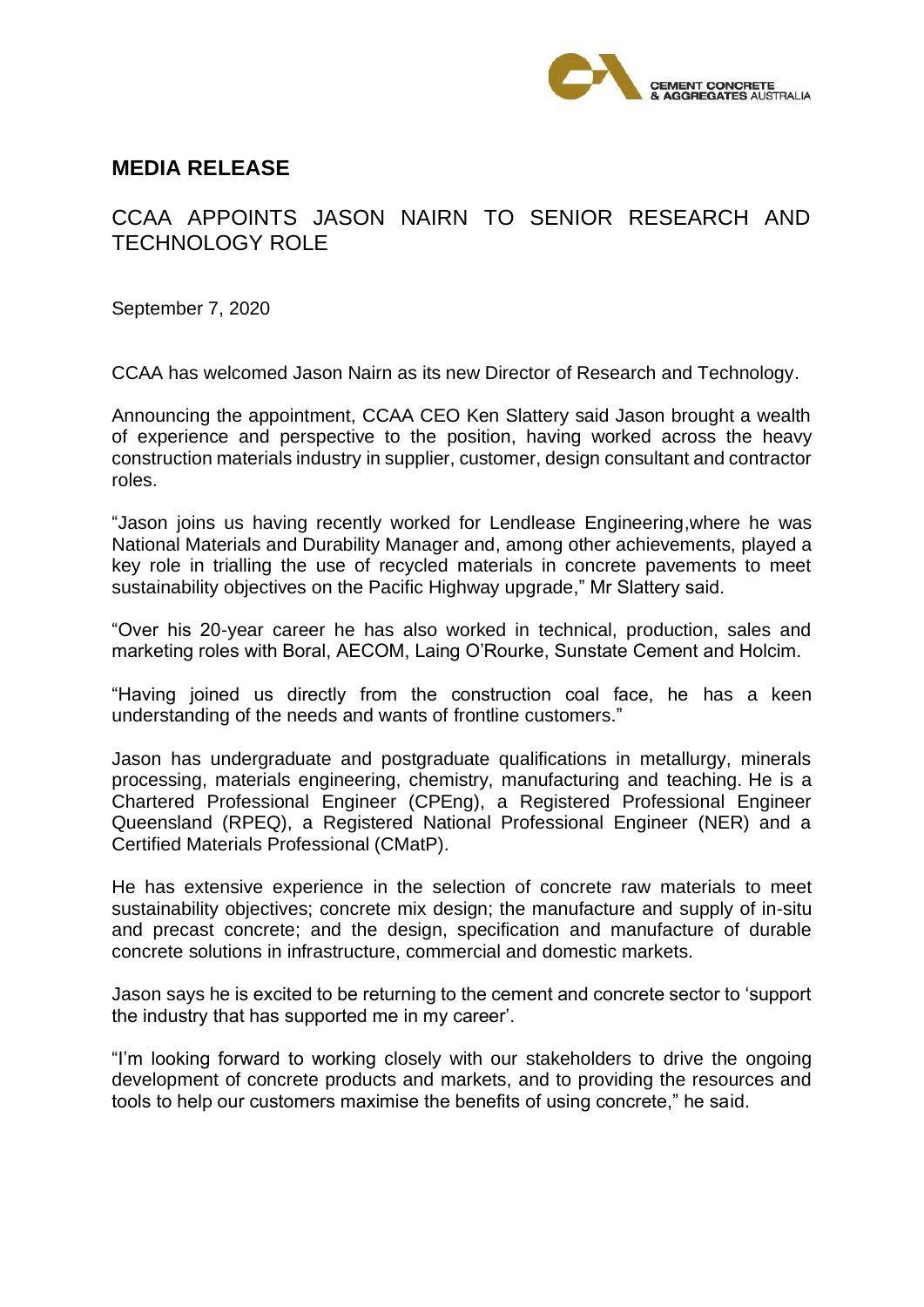# MEDIA RELEASE

## CCAA APPOINTS JASON NAIRN TO SENIOR RESEARCH AND TECHNOLOGY ROLE

September 7, 2020

CCAA has welcomed Jason Nairn as its new Director of Research and Technology.

Announcing the appointment, CCAA CEO Ken Slattery said Jason brought a wealth of experience and perspective to the position, having worked across the heavy construction materials industry in supplier, customer, design consultant and contractor roles.

"Jason joins us having recently worked for Lendlease Engineering,where he was National Materials and Durability Manager and, among other achievements, played a key role in trialling the use of recycled materials in concrete pavements to meet sustainability objectives on the Pacific Highway upgrade," Mr Slattery said.

"Over his 20-year career he has also worked in technical, production, sales and marketing roles with Boral, AECOM, Laing O'Rourke, Sunstate Cement and Holcim.

"Having joined us directly from the construction coal face, he has a keen understanding of the needs and wants of frontline customers."

Jason has undergraduate and postgraduate qualifications in metallurgy, minerals processing, materials engineering, chemistry, manufacturing and teaching. He is a Chartered Professional Engineer (CPEng), a Registered Professional Engineer Queensland (RPEQ), a Registered National Professional Engineer (NER) and a Certified Materials Professional (CMatP).

He has extensive experience in the selection of concrete raw materials to meet sustainability objectives; concrete mix design; the manufacture and supply of in-situ and precast concrete; and the design, specification and manufacture of durable concrete solutions in infrastructure, commercial and domestic markets.

Jason says he is excited to be returning to the cement and concrete sector to 'support the industry that has supported me in my career'.

"I'm looking forward to working closely with our stakeholders to drive the ongoing development of concrete products and markets, and to providing the resources and tools to help our customers maximise the benefits of using concrete," he said.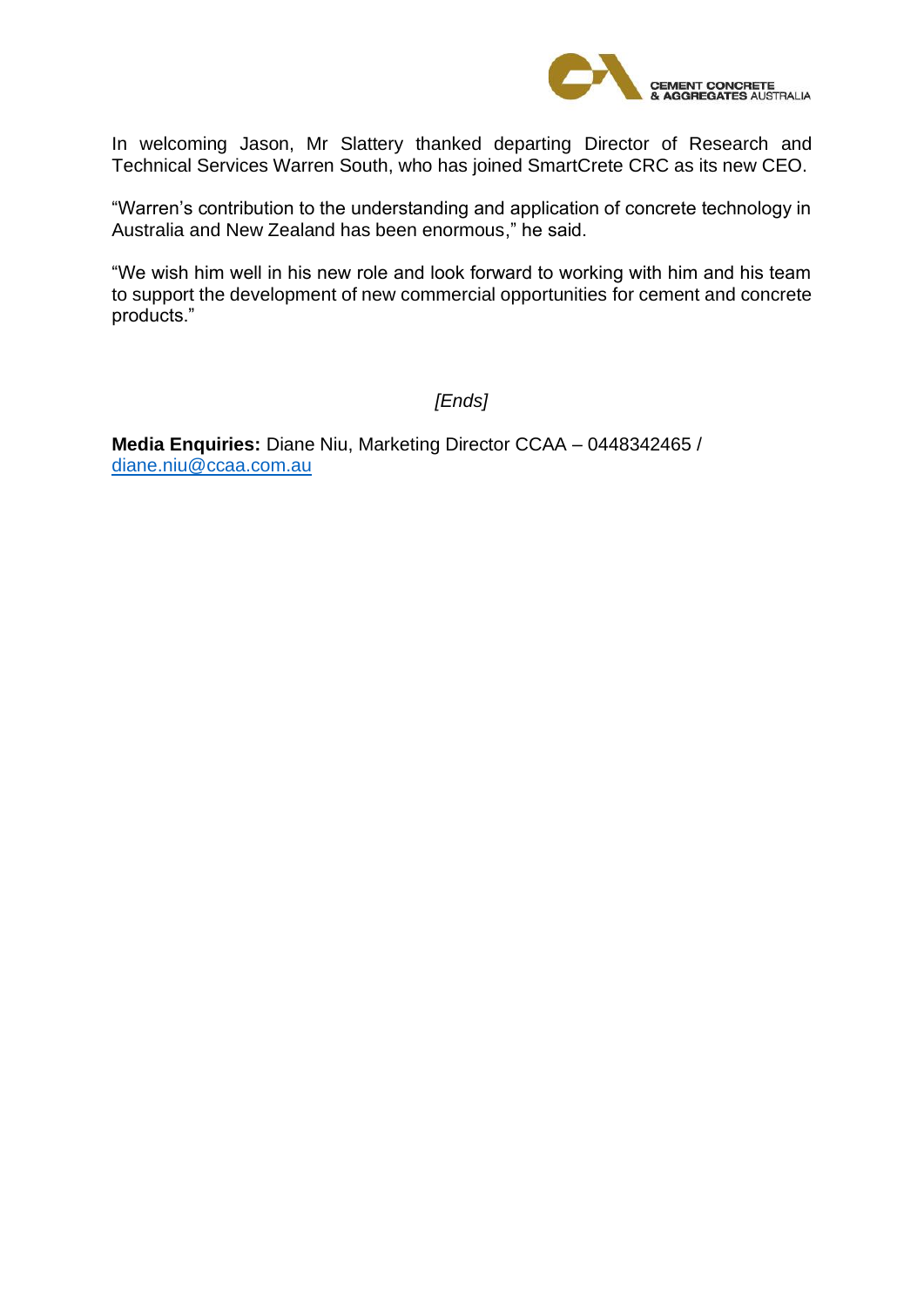In welcoming Jason, Mr Slattery thanked departing Director of Research and Technical Services Warren South, who has joined SmartCrete CRC as its new CEO.

"Warren's contribution to the understanding and application of concrete technology in Australia and New Zealand has been enormous," he said.

"We wish him well in his new role and look forward to working with him and his team to support the development of new commercial opportunities for cement and concrete products."

*[Ends]*

**Media Enquiries:** Diane Niu, Marketing Director CCAA – 0448342465 / diane.niu@ccaa.com.au